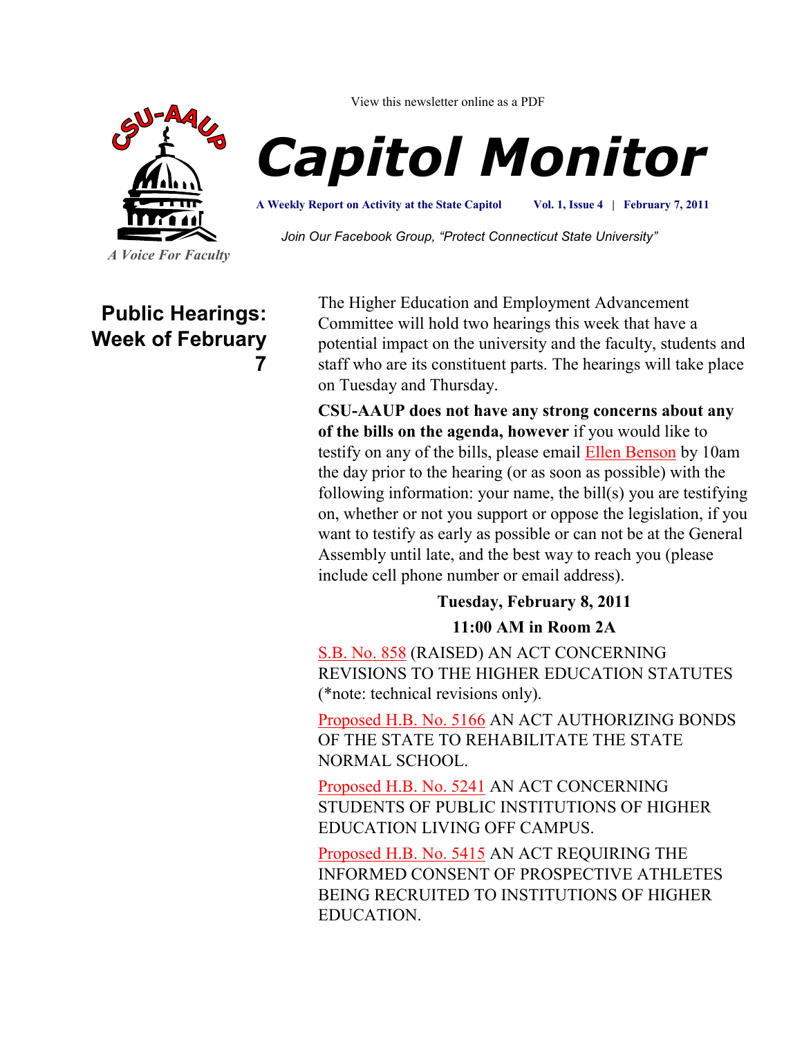View this newsletter online as a PDF

# Capitol Monitor

**A Weekly Report on Activity at the State Capitol** | **Vol. 1, Issue 4** | **February 7, 2011**

*Join Our Facebook Group, "Protect Connecticut State University"*

*A Voice For Faculty*

## Public Hearings: Week of February 7

The Higher Education and Employment Advancement Committee will hold two hearings this week that have a potential impact on the university and the faculty, students and staff who are its constituent parts. The hearings will take place on Tuesday and Thursday.

**CSU-AAUP does not have any strong concerns about any of the bills on the agenda, however** if you would like to testify on any of the bills, please email Ellen Benson by 10am the day prior to the hearing (or as soon as possible) with the following information: your name, the bill(s) you are testifying on, whether or not you support or oppose the legislation, if you want to testify as early as possible or can not be at the General Assembly until late, and the best way to reach you (please include cell phone number or email address).

**Tuesday, February 8, 2011**

**11:00 AM in Room 2A**

S.B. No. 858 (RAISED) AN ACT CONCERNING REVISIONS TO THE HIGHER EDUCATION STATUTES (*note: technical revisions only).

Proposed H.B. No. 5166 AN ACT AUTHORIZING BONDS OF THE STATE TO REHABILITATE THE STATE NORMAL SCHOOL.

Proposed H.B. No. 5241 AN ACT CONCERNING STUDENTS OF PUBLIC INSTITUTIONS OF HIGHER EDUCATION LIVING OFF CAMPUS.

Proposed H.B. No. 5415 AN ACT REQUIRING THE INFORMED CONSENT OF PROSPECTIVE ATHLETES BEING RECRUITED TO INSTITUTIONS OF HIGHER EDUCATION.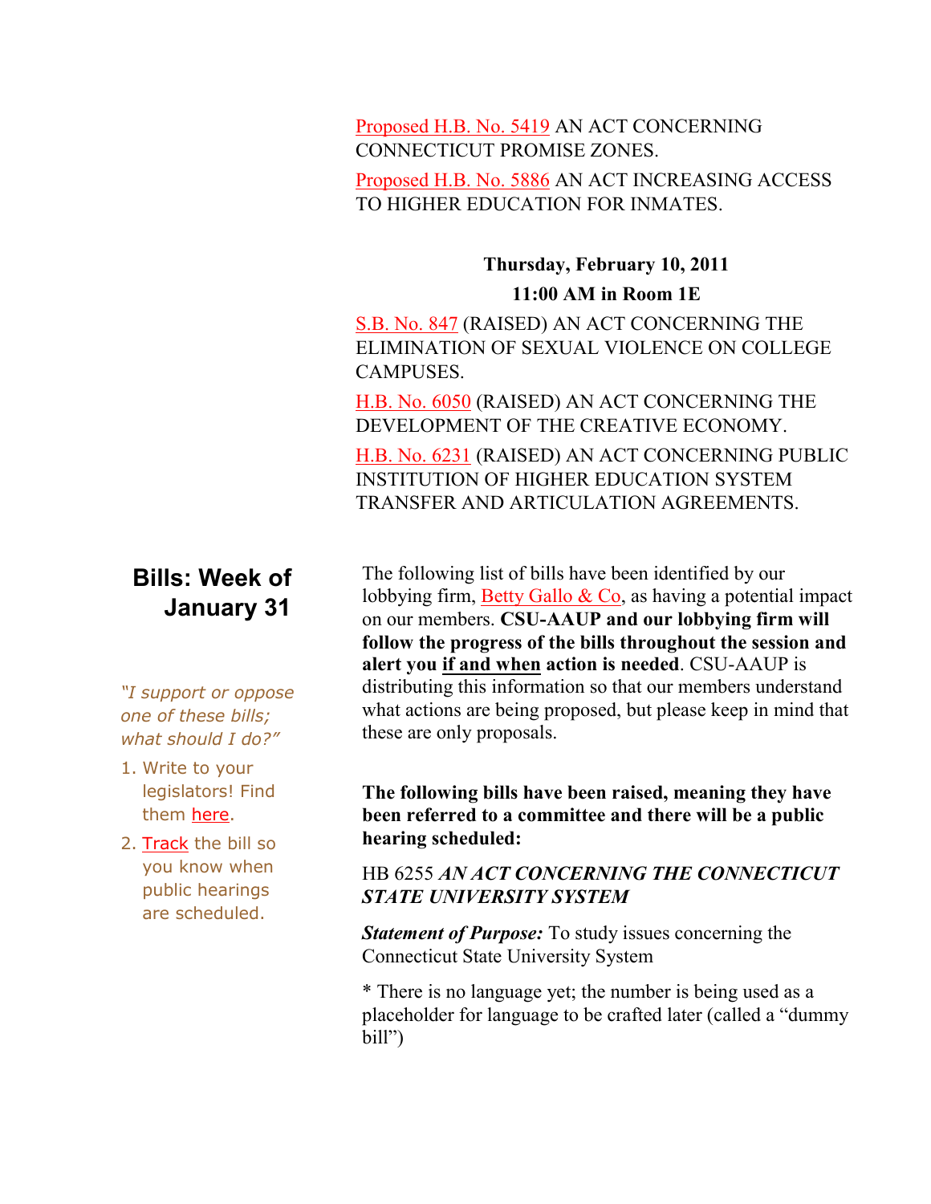Proposed H.B. No. 5419 AN ACT CONCERNING CONNECTICUT PROMISE ZONES.

Proposed H.B. No. 5886 AN ACT INCREASING ACCESS TO HIGHER EDUCATION FOR INMATES.

**Thursday, February 10, 2011**

**11:00 AM in Room 1E**

S.B. No. 847 (RAISED) AN ACT CONCERNING THE ELIMINATION OF SEXUAL VIOLENCE ON COLLEGE CAMPUSES.

H.B. No. 6050 (RAISED) AN ACT CONCERNING THE DEVELOPMENT OF THE CREATIVE ECONOMY.

H.B. No. 6231 (RAISED) AN ACT CONCERNING PUBLIC INSTITUTION OF HIGHER EDUCATION SYSTEM TRANSFER AND ARTICULATION AGREEMENTS.

## Bills: Week of January 31

*"I support or oppose one of these bills; what should I do?"*

1. Write to your legislators! Find them here.
2. Track the bill so you know when public hearings are scheduled.

The following list of bills have been identified by our lobbying firm, Betty Gallo & Co, as having a potential impact on our members. **CSU-AAUP and our lobbying firm will follow the progress of the bills throughout the session and alert you if and when action is needed**. CSU-AAUP is distributing this information so that our members understand what actions are being proposed, but please keep in mind that these are only proposals.

**The following bills have been raised, meaning they have been referred to a committee and there will be a public hearing scheduled:**

HB 6255 ***AN ACT CONCERNING THE CONNECTICUT STATE UNIVERSITY SYSTEM***

***Statement of Purpose:*** To study issues concerning the Connecticut State University System

* There is no language yet; the number is being used as a placeholder for language to be crafted later (called a "dummy bill")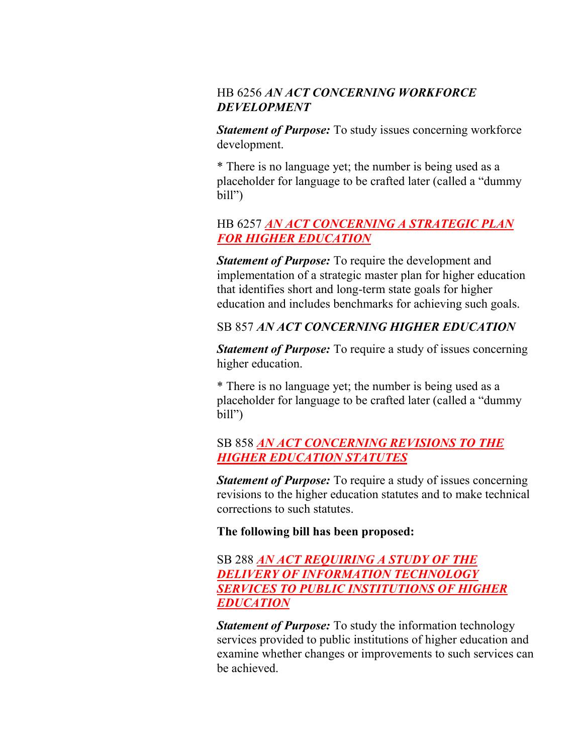HB 6256 ***AN ACT CONCERNING WORKFORCE DEVELOPMENT***

***Statement of Purpose:*** To study issues concerning workforce development.

* There is no language yet; the number is being used as a placeholder for language to be crafted later (called a "dummy bill")

HB 6257 ***AN ACT CONCERNING A STRATEGIC PLAN FOR HIGHER EDUCATION***

***Statement of Purpose:*** To require the development and implementation of a strategic master plan for higher education that identifies short and long-term state goals for higher education and includes benchmarks for achieving such goals.

SB 857 ***AN ACT CONCERNING HIGHER EDUCATION***

***Statement of Purpose:*** To require a study of issues concerning higher education.

* There is no language yet; the number is being used as a placeholder for language to be crafted later (called a "dummy bill")

SB 858 ***AN ACT CONCERNING REVISIONS TO THE HIGHER EDUCATION STATUTES***

***Statement of Purpose:*** To require a study of issues concerning revisions to the higher education statutes and to make technical corrections to such statutes.

**The following bill has been proposed:**

SB 288 ***AN ACT REQUIRING A STUDY OF THE DELIVERY OF INFORMATION TECHNOLOGY SERVICES TO PUBLIC INSTITUTIONS OF HIGHER EDUCATION***

***Statement of Purpose:*** To study the information technology services provided to public institutions of higher education and examine whether changes or improvements to such services can be achieved.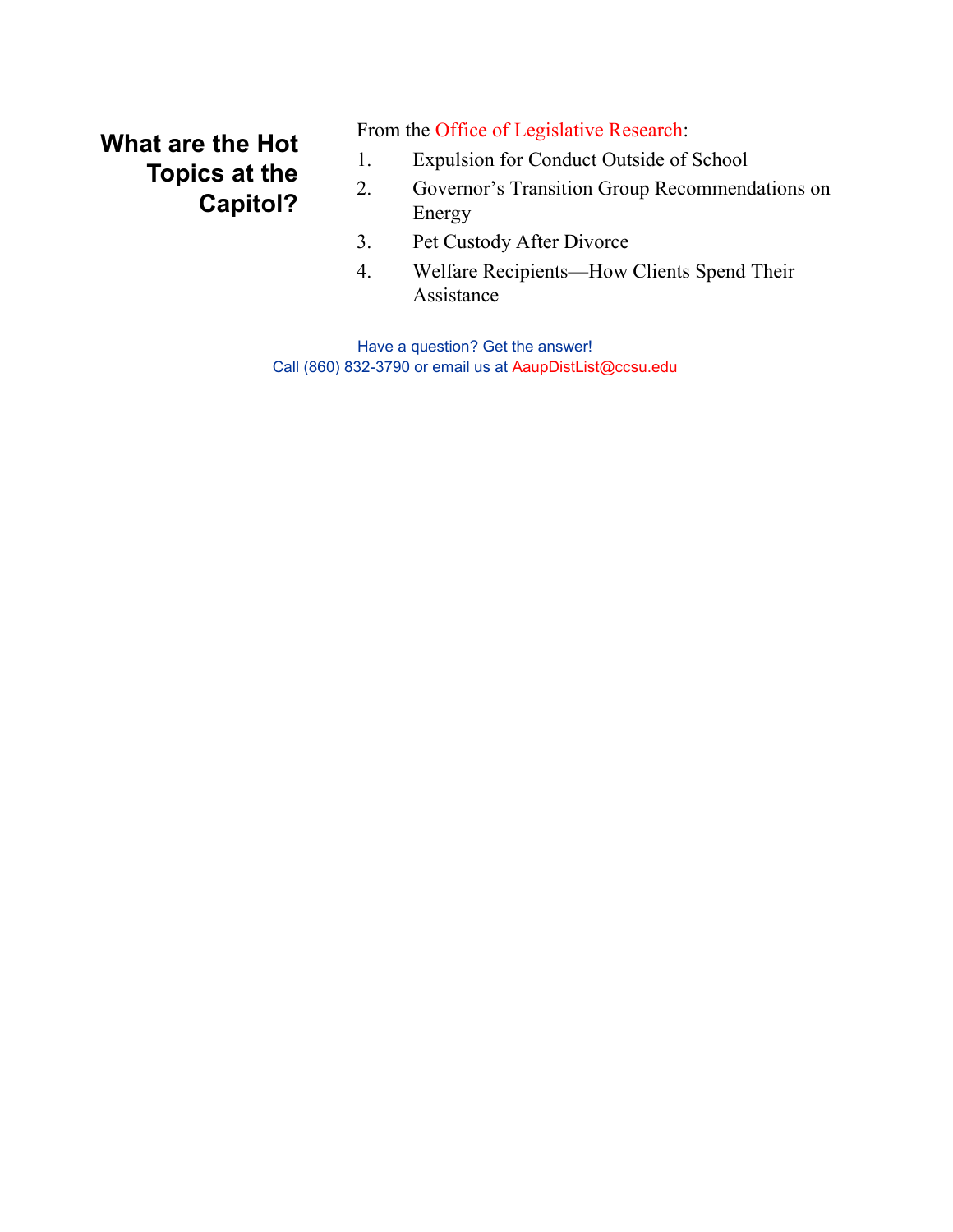## What are the Hot Topics at the Capitol?

From the Office of Legislative Research:

1. Expulsion for Conduct Outside of School
2. Governor's Transition Group Recommendations on Energy
3. Pet Custody After Divorce
4. Welfare Recipients—How Clients Spend Their Assistance

Have a question? Get the answer!
Call (860) 832-3790 or email us at AaupDistList@ccsu.edu